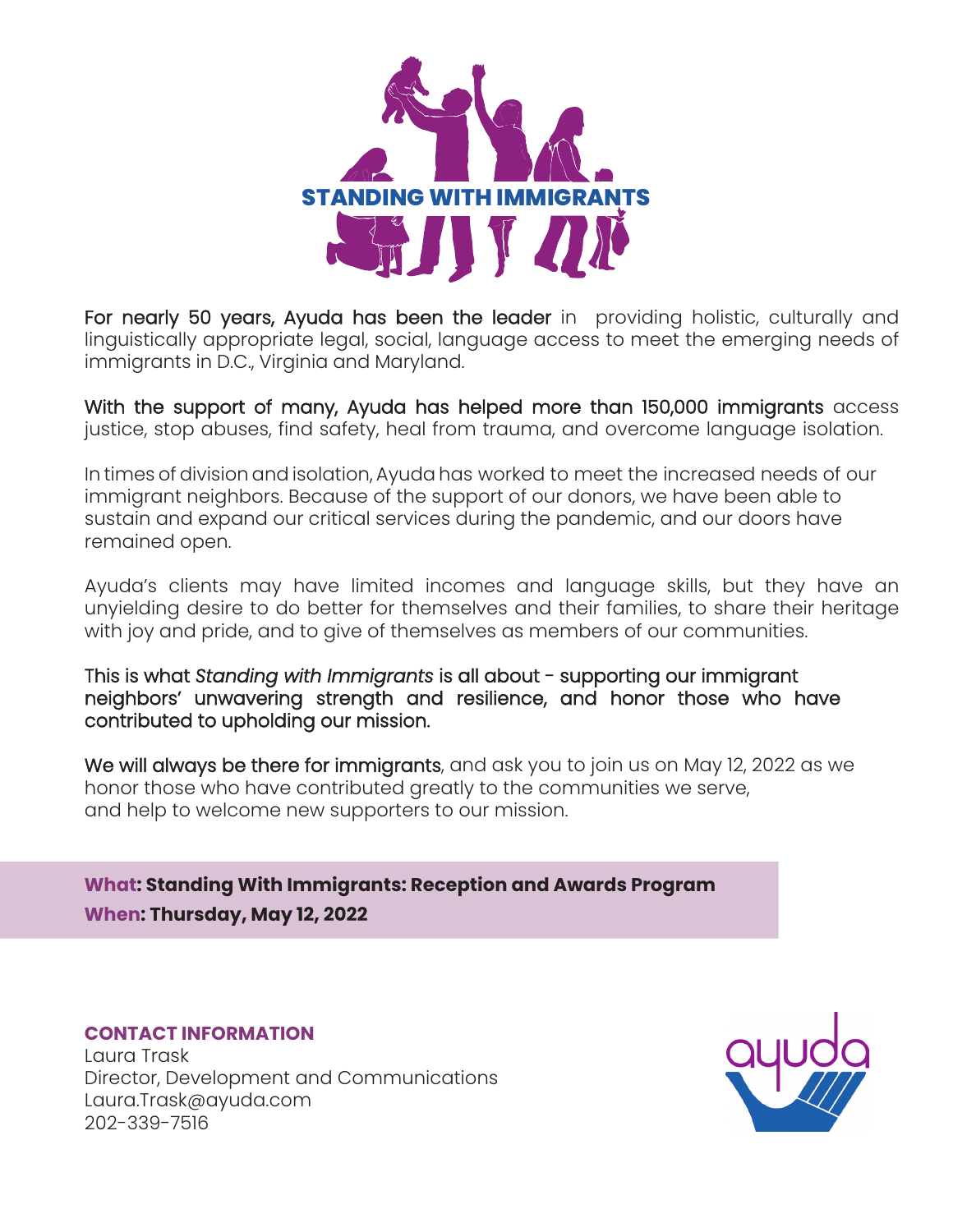# STANDING WITH IMMIGRANTS

For nearly 50 years, Ayuda has been the leader in providing holistic, culturally and linguistically appropriate legal, social, language access to meet the emerging needs of immigrants in D.C., Virginia and Maryland.

With the support of many, Ayuda has helped more than 150,000 immigrants access justice, stop abuses, find safety, heal from trauma, and overcome language isolation.

In times of division and isolation, Ayuda has worked to meet the increased needs of our immigrant neighbors. Because of the support of our donors, we have been able to sustain and expand our critical services during the pandemic, and our doors have remained open.

Ayuda's clients may have limited incomes and language skills, but they have an unyielding desire to do better for themselves and their families, to share their heritage with joy and pride, and to give of themselves as members of our communities.

This is what *Standing with Immigrants* is all about - supporting our immigrant neighbors' unwavering strength and resilience, and honor those who have contributed to upholding our mission.

We will always be there for immigrants, and ask you to join us on May 12, 2022 as we honor those who have contributed greatly to the communities we serve, and help to welcome new supporters to our mission.

**What: Standing With Immigrants: Reception and Awards Program**
**When: Thursday, May 12, 2022**

**CONTACT INFORMATION**
Laura Trask
Director, Development and Communications
Laura.Trask@ayuda.com
202-339-7516

ayuda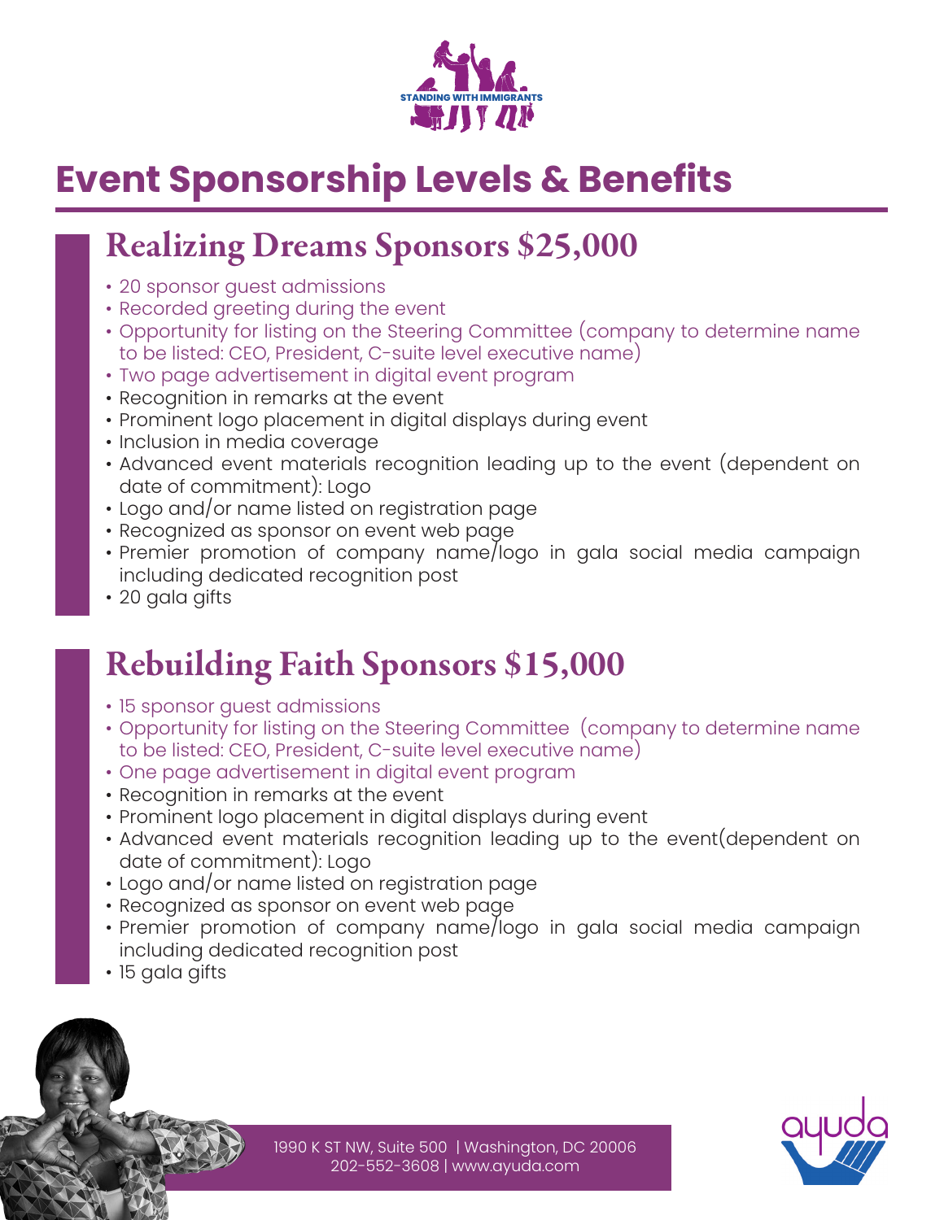STANDING WITH IMMIGRANTS

# Event Sponsorship Levels & Benefits

## Realizing Dreams Sponsors $25,000

- 20 sponsor guest admissions
- Recorded greeting during the event
- Opportunity for listing on the Steering Committee (company to determine name to be listed: CEO, President, C-suite level executive name)
- Two page advertisement in digital event program
- Recognition in remarks at the event
- Prominent logo placement in digital displays during event
- Inclusion in media coverage
- Advanced event materials recognition leading up to the event (dependent on date of commitment): Logo
- Logo and/or name listed on registration page
- Recognized as sponsor on event web page
- Premier promotion of company name/logo in gala social media campaign including dedicated recognition post
- 20 gala gifts

## Rebuilding Faith Sponsors $15,000

- 15 sponsor guest admissions
- Opportunity for listing on the Steering Committee (company to determine name to be listed: CEO, President, C-suite level executive name)
- One page advertisement in digital event program
- Recognition in remarks at the event
- Prominent logo placement in digital displays during event
- Advanced event materials recognition leading up to the event(dependent on date of commitment): Logo
- Logo and/or name listed on registration page
- Recognized as sponsor on event web page
- Premier promotion of company name/logo in gala social media campaign including dedicated recognition post
- 15 gala gifts

1990 K ST NW, Suite 500 | Washington, DC 20006
202-552-3608 | www.ayuda.com

ayuda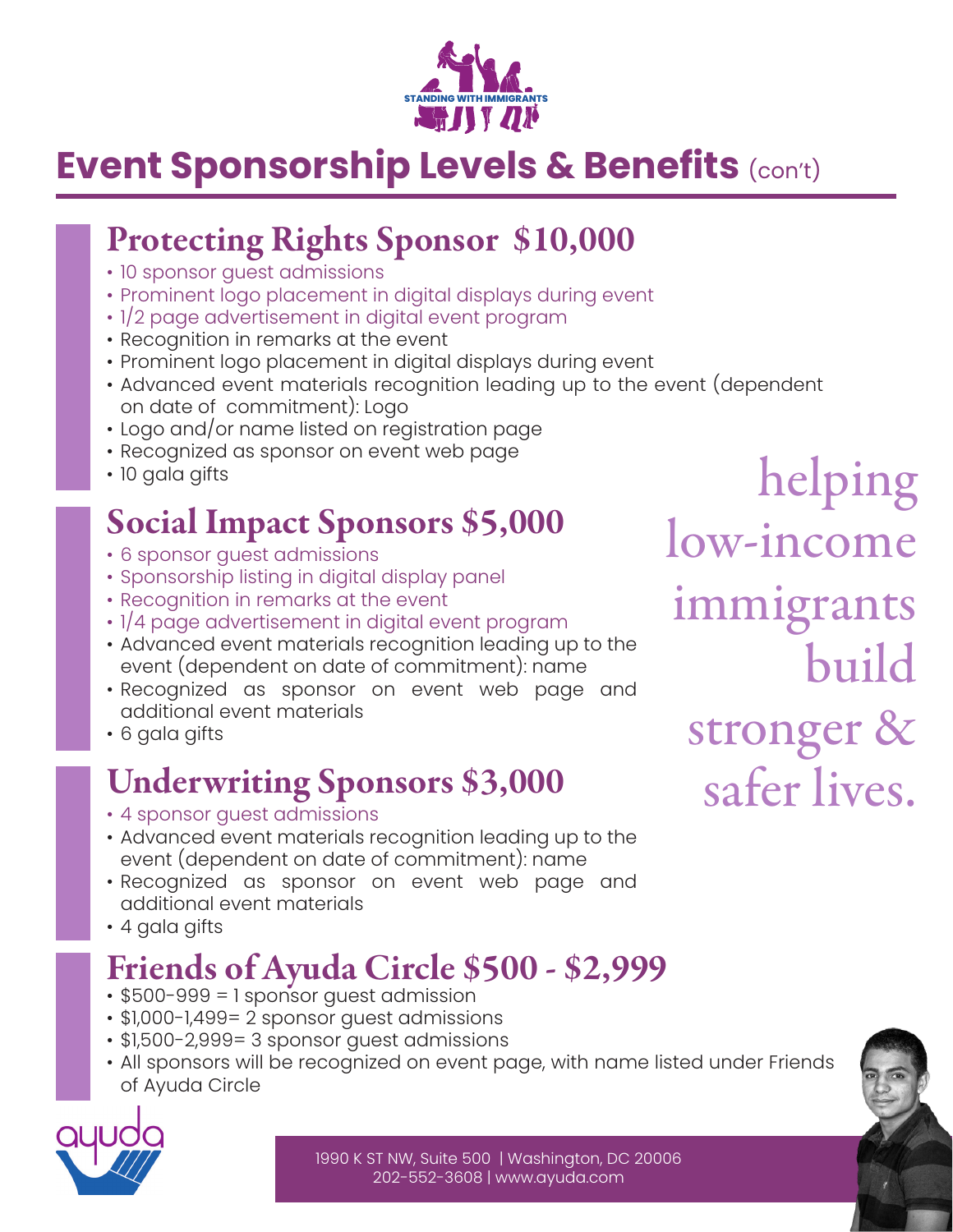STANDING WITH IMMIGRANTS

# Event Sponsorship Levels & Benefits (con't)

## Protecting Rights Sponsor $10,000

- 10 sponsor guest admissions
- Prominent logo placement in digital displays during event
- 1/2 page advertisement in digital event program
- Recognition in remarks at the event
- Prominent logo placement in digital displays during event
- Advanced event materials recognition leading up to the event (dependent on date of commitment): Logo
- Logo and/or name listed on registration page
- Recognized as sponsor on event web page
- 10 gala gifts

## Social Impact Sponsors $5,000

- 6 sponsor guest admissions
- Sponsorship listing in digital display panel
- Recognition in remarks at the event
- 1/4 page advertisement in digital event program
- Advanced event materials recognition leading up to the event (dependent on date of commitment): name
- Recognized as sponsor on event web page and additional event materials
- 6 gala gifts

## Underwriting Sponsors $3,000

- 4 sponsor guest admissions
- Advanced event materials recognition leading up to the event (dependent on date of commitment): name
- Recognized as sponsor on event web page and additional event materials
- 4 gala gifts

## Friends of Ayuda Circle $500 - $2,999

- $500-999 = 1 sponsor guest admission
- $1,000-1,499= 2 sponsor guest admissions
- $1,500-2,999= 3 sponsor guest admissions
- All sponsors will be recognized on event page, with name listed under Friends of Ayuda Circle

helping low-income immigrants build stronger & safer lives.

ayuda

1990 K ST NW, Suite 500 | Washington, DC 20006
202-552-3608 | www.ayuda.com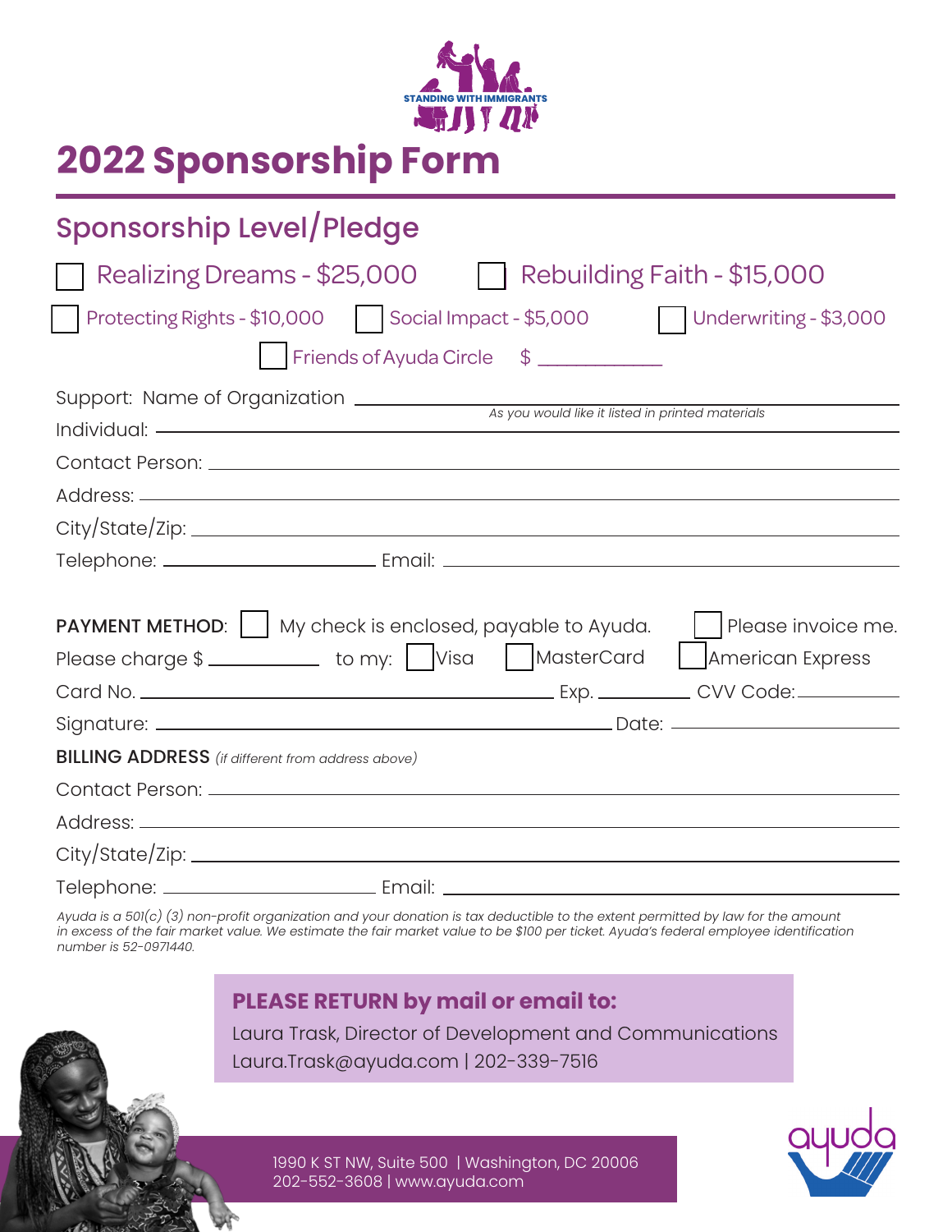STANDING WITH IMMIGRANTS

# 2022 Sponsorship Form

## Sponsorship Level/Pledge

☐ Realizing Dreams - $25,000 ☐ Rebuilding Faith - $15,000

☐ Protecting Rights - $10,000 ☐ Social Impact - $5,000 ☐ Underwriting - $3,000

☐ Friends of Ayuda Circle $ ____________

Support: Name of Organization ____________________________________________

*As you would like it listed in printed materials*

Individual: ____________________________________________

Contact Person: ____________________________________________

Address: ____________________________________________

City/State/Zip: ____________________________________________

Telephone: ____________________ Email: ____________________________________________

**PAYMENT METHOD**: ☐ My check is enclosed, payable to Ayuda. ☐ Please invoice me.

Please charge $ ____________ to my: ☐ Visa ☐ MasterCard ☐ American Express

Card No. ____________________________ Exp. __________ CVV Code: __________

Signature: ____________________________________________ Date: ____________________

**BILLING ADDRESS** *(if different from address above)*

Contact Person: ____________________________________________

Address: ____________________________________________

City/State/Zip: ____________________________________________

Telephone: ____________________ Email: ____________________________________________

*Ayuda is a 501(c) (3) non-profit organization and your donation is tax deductible to the extent permitted by law for the amount in excess of the fair market value. We estimate the fair market value to be $100 per ticket. Ayuda's federal employee identification number is 52-0971440.*

**PLEASE RETURN by mail or email to:**

Laura Trask, Director of Development and Communications

Laura.Trask@ayuda.com | 202-339-7516

1990 K ST NW, Suite 500 | Washington, DC 20006

202-552-3608 | www.ayuda.com

ayuda